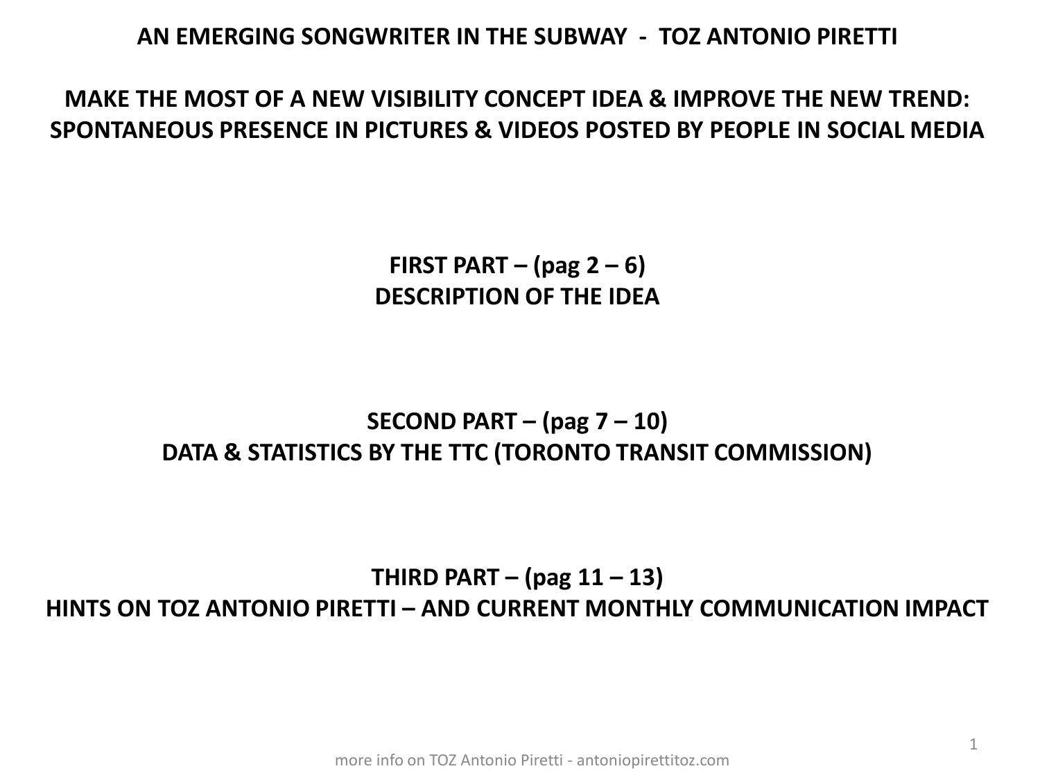# AN EMERGING SONGWRITER IN THE SUBWAY - TOZ ANTONIO PIRETTI

## MAKE THE MOST OF A NEW VISIBILITY CONCEPT IDEA & IMPROVE THE NEW TREND: SPONTANEOUS PRESENCE IN PICTURES & VIDEOS POSTED BY PEOPLE IN SOCIAL MEDIA

**FIRST PART – (pag 2 – 6)**
**DESCRIPTION OF THE IDEA**

**SECOND PART – (pag 7 – 10)**
**DATA & STATISTICS BY THE TTC (TORONTO TRANSIT COMMISSION)**

**THIRD PART – (pag 11 – 13)**
**HINTS ON TOZ ANTONIO PIRETTI – AND CURRENT MONTHLY COMMUNICATION IMPACT**

more info on TOZ Antonio Piretti - antoniopirettitoz.com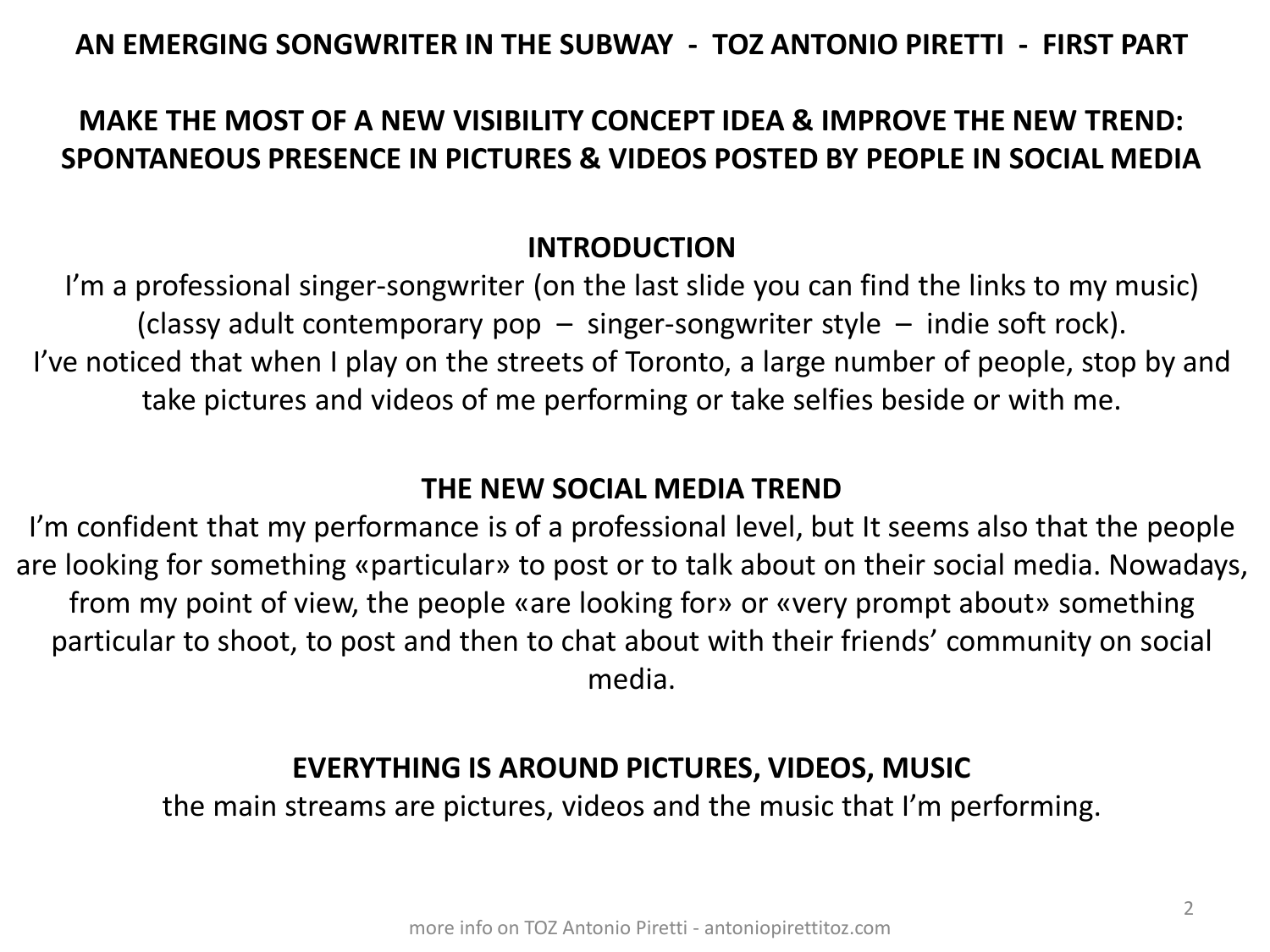# AN EMERGING SONGWRITER IN THE SUBWAY - TOZ ANTONIO PIRETTI - FIRST PART

## MAKE THE MOST OF A NEW VISIBILITY CONCEPT IDEA & IMPROVE THE NEW TREND: SPONTANEOUS PRESENCE IN PICTURES & VIDEOS POSTED BY PEOPLE IN SOCIAL MEDIA

### INTRODUCTION

I'm a professional singer-songwriter (on the last slide you can find the links to my music) (classy adult contemporary pop – singer-songwriter style – indie soft rock).
I've noticed that when I play on the streets of Toronto, a large number of people, stop by and take pictures and videos of me performing or take selfies beside or with me.

### THE NEW SOCIAL MEDIA TREND

I'm confident that my performance is of a professional level, but It seems also that the people are looking for something «particular» to post or to talk about on their social media. Nowadays, from my point of view, the people «are looking for» or «very prompt about» something particular to shoot, to post and then to chat about with their friends' community on social media.

### EVERYTHING IS AROUND PICTURES, VIDEOS, MUSIC

the main streams are pictures, videos and the music that I'm performing.

more info on TOZ Antonio Piretti - antoniopirettitoz.com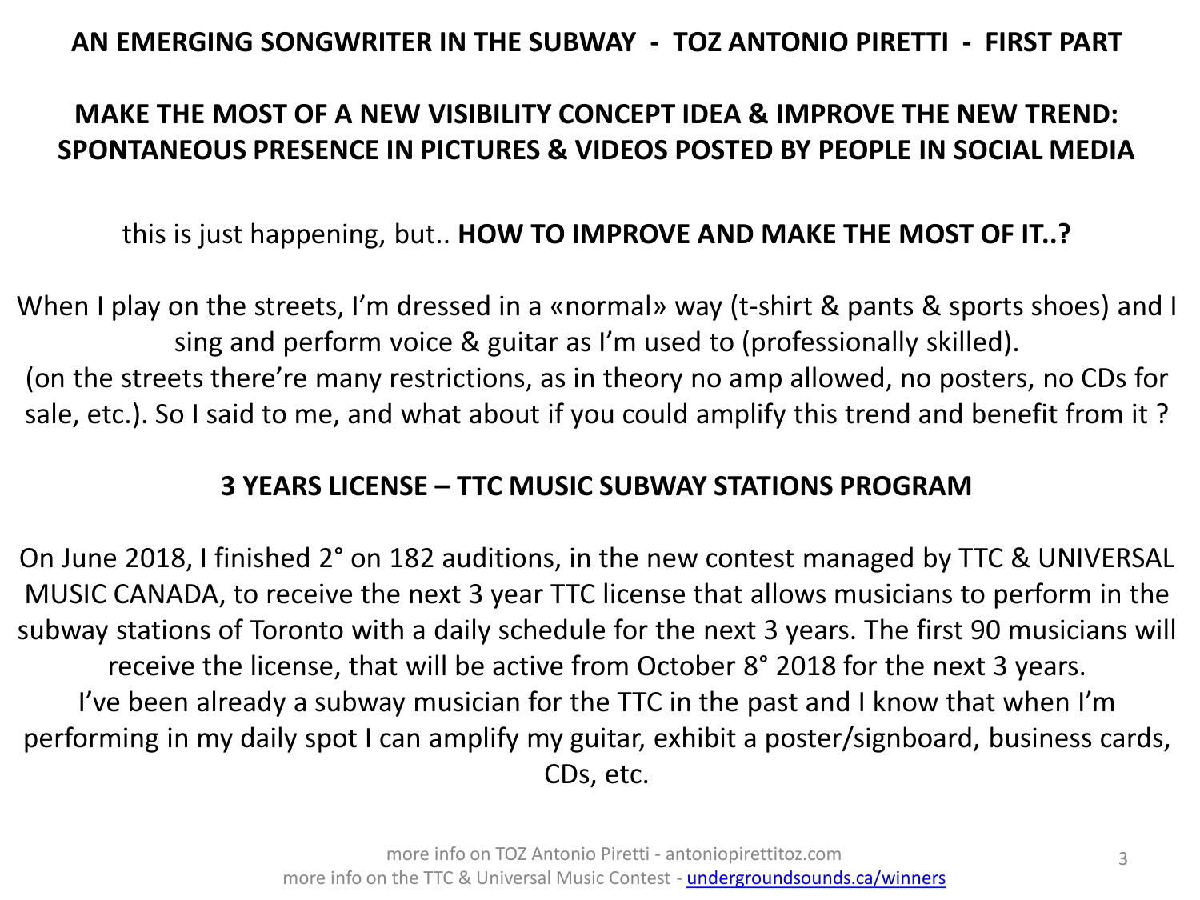**AN EMERGING SONGWRITER IN THE SUBWAY - TOZ ANTONIO PIRETTI - FIRST PART**

**MAKE THE MOST OF A NEW VISIBILITY CONCEPT IDEA & IMPROVE THE NEW TREND: SPONTANEOUS PRESENCE IN PICTURES & VIDEOS POSTED BY PEOPLE IN SOCIAL MEDIA**

this is just happening, but.. **HOW TO IMPROVE AND MAKE THE MOST OF IT..?**

When I play on the streets, I'm dressed in a «normal» way (t-shirt & pants & sports shoes) and I sing and perform voice & guitar as I'm used to (professionally skilled).
(on the streets there're many restrictions, as in theory no amp allowed, no posters, no CDs for sale, etc.). So I said to me, and what about if you could amplify this trend and benefit from it ?

**3 YEARS LICENSE – TTC MUSIC SUBWAY STATIONS PROGRAM**

On June 2018, I finished 2° on 182 auditions, in the new contest managed by TTC & UNIVERSAL MUSIC CANADA, to receive the next 3 year TTC license that allows musicians to perform in the subway stations of Toronto with a daily schedule for the next 3 years. The first 90 musicians will receive the license, that will be active from October 8° 2018 for the next 3 years.
I've been already a subway musician for the TTC in the past and I know that when I'm performing in my daily spot I can amplify my guitar, exhibit a poster/signboard, business cards, CDs, etc.

more info on TOZ Antonio Piretti - antoniopirettitoz.com
more info on the TTC & Universal Music Contest - undergroundsounds.ca/winners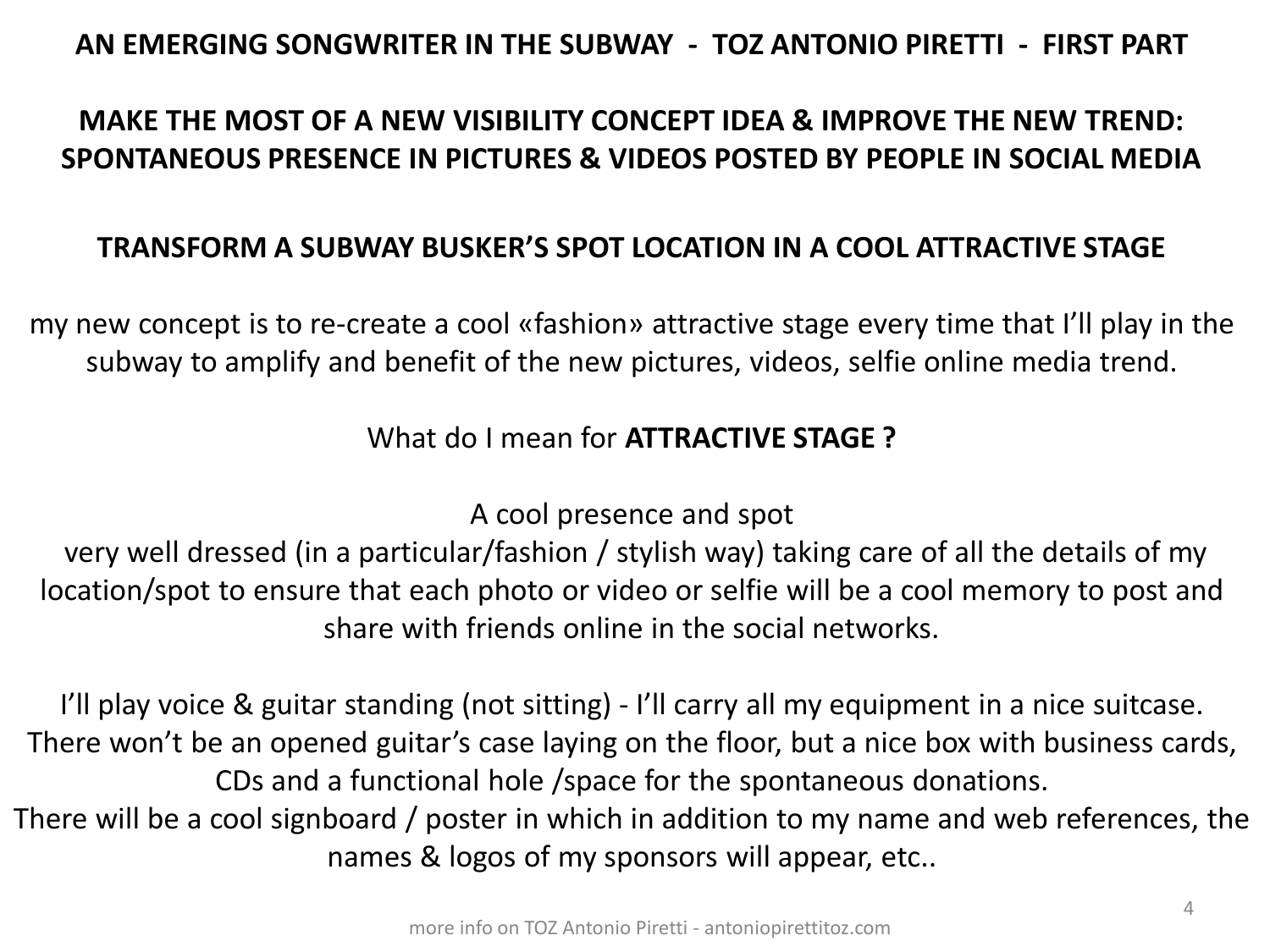**AN EMERGING SONGWRITER IN THE SUBWAY - TOZ ANTONIO PIRETTI - FIRST PART**

**MAKE THE MOST OF A NEW VISIBILITY CONCEPT IDEA & IMPROVE THE NEW TREND: SPONTANEOUS PRESENCE IN PICTURES & VIDEOS POSTED BY PEOPLE IN SOCIAL MEDIA**

**TRANSFORM A SUBWAY BUSKER'S SPOT LOCATION IN A COOL ATTRACTIVE STAGE**

my new concept is to re-create a cool «fashion» attractive stage every time that I'll play in the subway to amplify and benefit of the new pictures, videos, selfie online media trend.

What do I mean for **ATTRACTIVE STAGE ?**

A cool presence and spot
very well dressed (in a particular/fashion / stylish way) taking care of all the details of my location/spot to ensure that each photo or video or selfie will be a cool memory to post and share with friends online in the social networks.

I'll play voice & guitar standing (not sitting) - I'll carry all my equipment in a nice suitcase.
There won't be an opened guitar's case laying on the floor, but a nice box with business cards, CDs and a functional hole /space for the spontaneous donations.
There will be a cool signboard / poster in which in addition to my name and web references, the names & logos of my sponsors will appear, etc..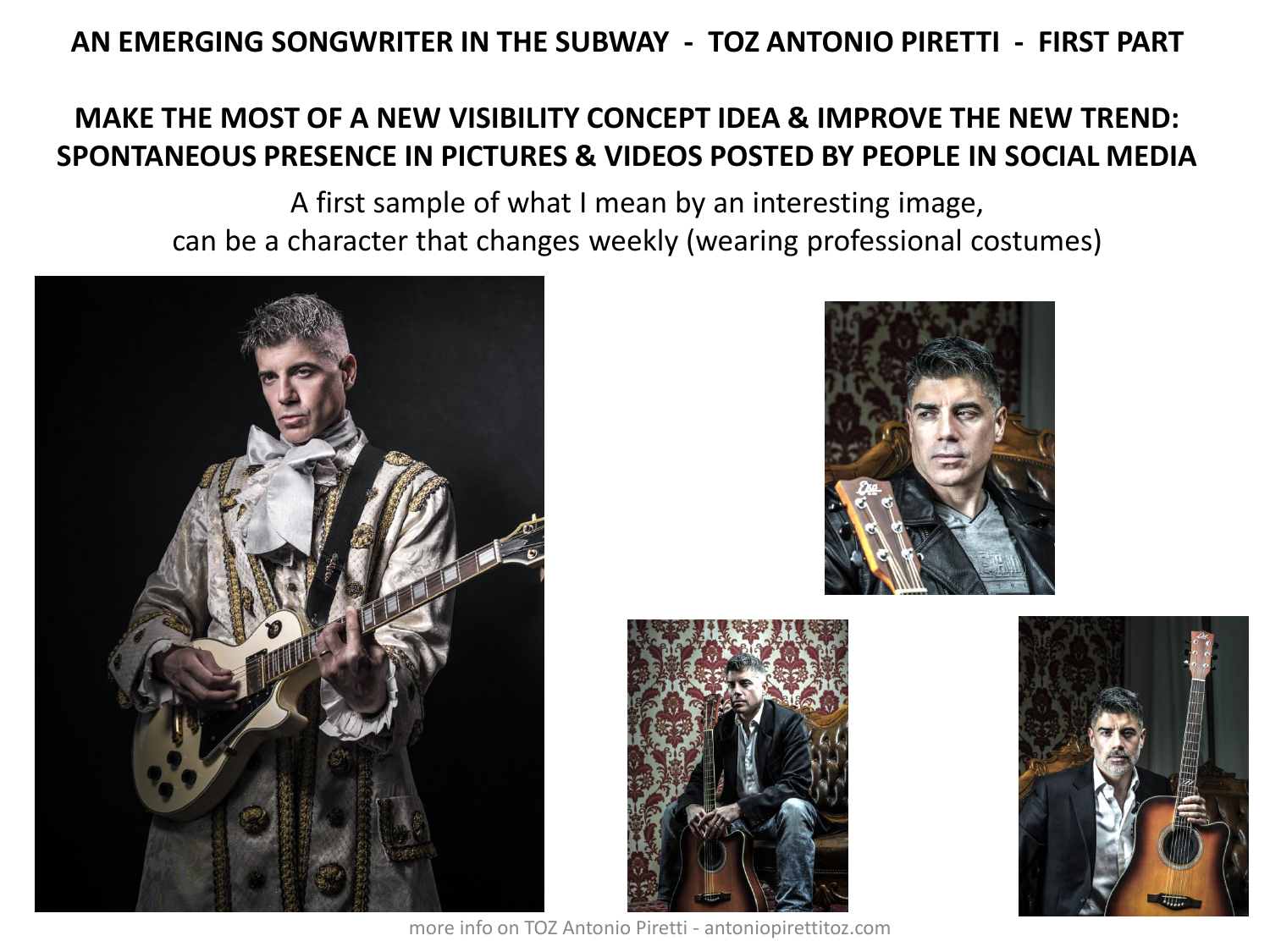**AN EMERGING SONGWRITER IN THE SUBWAY - TOZ ANTONIO PIRETTI - FIRST PART**

## MAKE THE MOST OF A NEW VISIBILITY CONCEPT IDEA & IMPROVE THE NEW TREND: SPONTANEOUS PRESENCE IN PICTURES & VIDEOS POSTED BY PEOPLE IN SOCIAL MEDIA

A first sample of what I mean by an interesting image, can be a character that changes weekly (wearing professional costumes)

more info on TOZ Antonio Piretti - antoniopirettitoz.com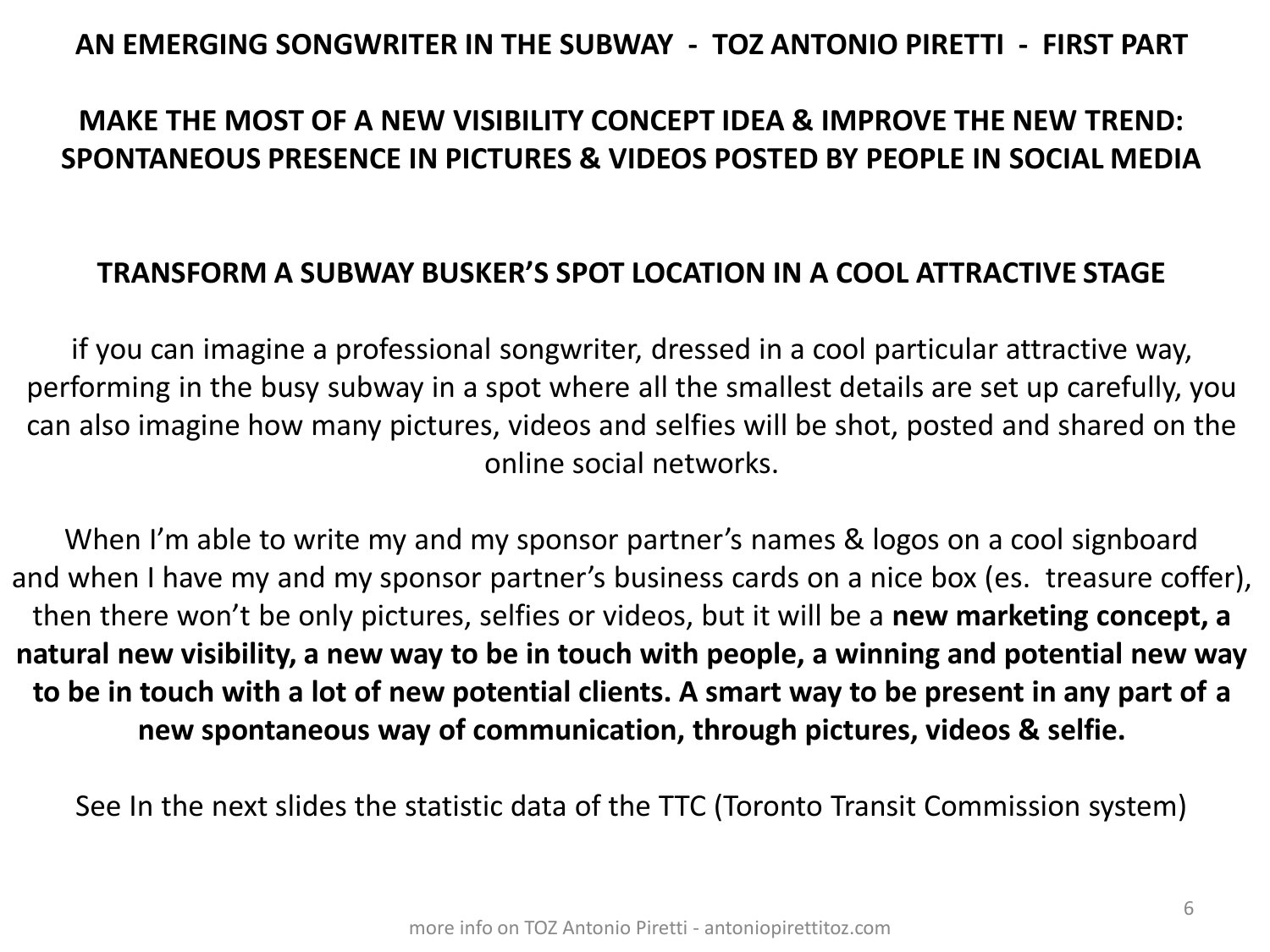## AN EMERGING SONGWRITER IN THE SUBWAY - TOZ ANTONIO PIRETTI - FIRST PART

## MAKE THE MOST OF A NEW VISIBILITY CONCEPT IDEA & IMPROVE THE NEW TREND: SPONTANEOUS PRESENCE IN PICTURES & VIDEOS POSTED BY PEOPLE IN SOCIAL MEDIA

### TRANSFORM A SUBWAY BUSKER'S SPOT LOCATION IN A COOL ATTRACTIVE STAGE

if you can imagine a professional songwriter, dressed in a cool particular attractive way, performing in the busy subway in a spot where all the smallest details are set up carefully, you can also imagine how many pictures, videos and selfies will be shot, posted and shared on the online social networks.

When I'm able to write my and my sponsor partner's names & logos on a cool signboard and when I have my and my sponsor partner's business cards on a nice box (es. treasure coffer), then there won't be only pictures, selfies or videos, but it will be a **new marketing concept, a natural new visibility, a new way to be in touch with people, a winning and potential new way to be in touch with a lot of new potential clients. A smart way to be present in any part of a new spontaneous way of communication, through pictures, videos & selfie.**

See In the next slides the statistic data of the TTC (Toronto Transit Commission system)

more info on TOZ Antonio Piretti - antoniopirettitoz.com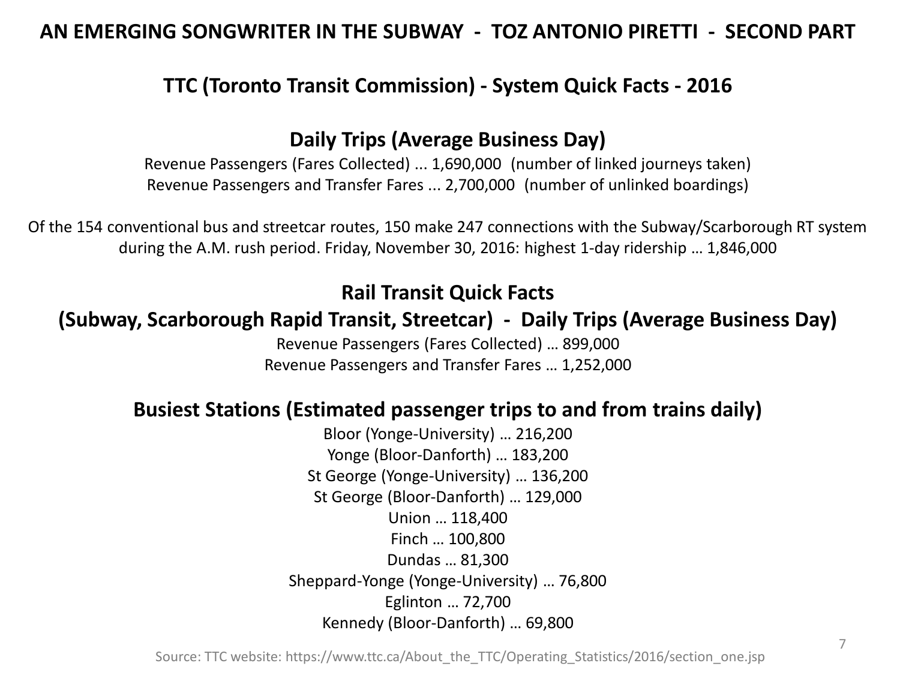# AN EMERGING SONGWRITER IN THE SUBWAY - TOZ ANTONIO PIRETTI - SECOND PART

## TTC (Toronto Transit Commission) - System Quick Facts - 2016

### Daily Trips (Average Business Day)

Revenue Passengers (Fares Collected) ... 1,690,000 (number of linked journeys taken)
Revenue Passengers and Transfer Fares ... 2,700,000 (number of unlinked boardings)

Of the 154 conventional bus and streetcar routes, 150 make 247 connections with the Subway/Scarborough RT system during the A.M. rush period. Friday, November 30, 2016: highest 1-day ridership … 1,846,000

### Rail Transit Quick Facts
### (Subway, Scarborough Rapid Transit, Streetcar) - Daily Trips (Average Business Day)

Revenue Passengers (Fares Collected) … 899,000
Revenue Passengers and Transfer Fares … 1,252,000

### Busiest Stations (Estimated passenger trips to and from trains daily)

Bloor (Yonge-University) … 216,200
Yonge (Bloor-Danforth) … 183,200
St George (Yonge-University) … 136,200
St George (Bloor-Danforth) … 129,000
Union … 118,400
Finch … 100,800
Dundas … 81,300
Sheppard-Yonge (Yonge-University) … 76,800
Eglinton … 72,700
Kennedy (Bloor-Danforth) … 69,800

Source: TTC website: https://www.ttc.ca/About_the_TTC/Operating_Statistics/2016/section_one.jsp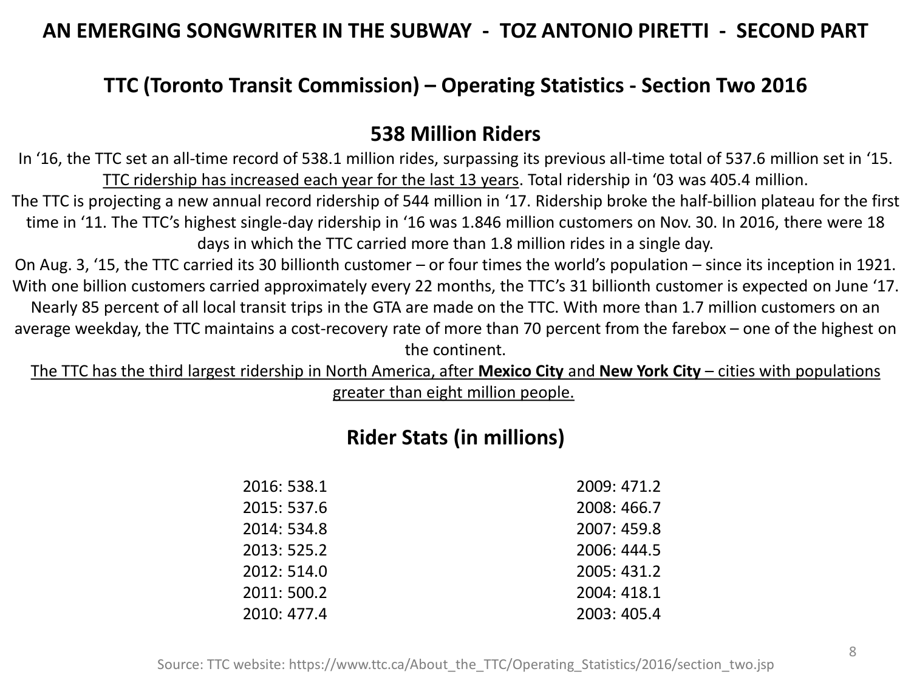# AN EMERGING SONGWRITER IN THE SUBWAY - TOZ ANTONIO PIRETTI - SECOND PART

## TTC (Toronto Transit Commission) – Operating Statistics - Section Two 2016

### 538 Million Riders

In '16, the TTC set an all-time record of 538.1 million rides, surpassing its previous all-time total of 537.6 million set in '15. <u>TTC ridership has increased each year for the last 13 years</u>. Total ridership in '03 was 405.4 million.
The TTC is projecting a new annual record ridership of 544 million in '17. Ridership broke the half-billion plateau for the first time in '11. The TTC's highest single-day ridership in '16 was 1.846 million customers on Nov. 30. In 2016, there were 18 days in which the TTC carried more than 1.8 million rides in a single day.
On Aug. 3, '15, the TTC carried its 30 billionth customer – or four times the world's population – since its inception in 1921. With one billion customers carried approximately every 22 months, the TTC's 31 billionth customer is expected on June '17.
Nearly 85 percent of all local transit trips in the GTA are made on the TTC. With more than 1.7 million customers on an average weekday, the TTC maintains a cost-recovery rate of more than 70 percent from the farebox – one of the highest on the continent.
<u>The TTC has the third largest ridership in North America, after **Mexico City** and **New York City** – cities with populations greater than eight million people.</u>

### Rider Stats (in millions)

2016: 538.1
2015: 537.6
2014: 534.8
2013: 525.2
2012: 514.0
2011: 500.2
2010: 477.4
2009: 471.2
2008: 466.7
2007: 459.8
2006: 444.5
2005: 431.2
2004: 418.1
2003: 405.4

Source: TTC website: https://www.ttc.ca/About_the_TTC/Operating_Statistics/2016/section_two.jsp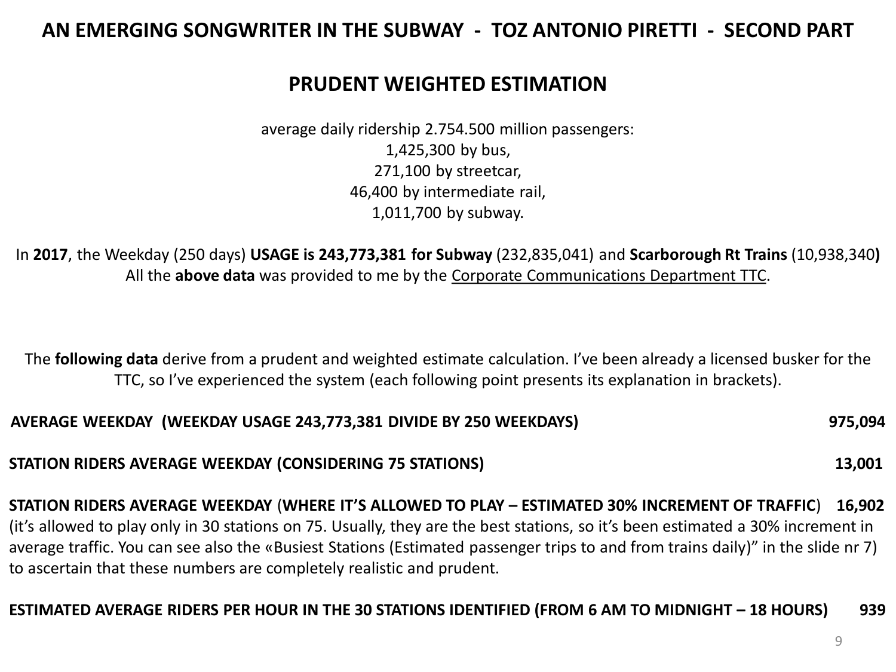# AN EMERGING SONGWRITER IN THE SUBWAY - TOZ ANTONIO PIRETTI - SECOND PART

## PRUDENT WEIGHTED ESTIMATION

average daily ridership 2.754.500 million passengers:
1,425,300 by bus,
271,100 by streetcar,
46,400 by intermediate rail,
1,011,700 by subway.

In **2017**, the Weekday (250 days) **USAGE is 243,773,381 for Subway** (232,835,041) and **Scarborough Rt Trains** (10,938,340**)**
All the **above data** was provided to me by the Corporate Communications Department TTC.

The **following data** derive from a prudent and weighted estimate calculation. I've been already a licensed busker for the TTC, so I've experienced the system (each following point presents its explanation in brackets).

**AVERAGE WEEKDAY (WEEKDAY USAGE 243,773,381 DIVIDE BY 250 WEEKDAYS)** **975,094**

**STATION RIDERS AVERAGE WEEKDAY (CONSIDERING 75 STATIONS)** **13,001**

**STATION RIDERS AVERAGE WEEKDAY** (**WHERE IT'S ALLOWED TO PLAY – ESTIMATED 30% INCREMENT OF TRAFFIC**) **16,902**
(it's allowed to play only in 30 stations on 75. Usually, they are the best stations, so it's been estimated a 30% increment in average traffic. You can see also the «Busiest Stations (Estimated passenger trips to and from trains daily)" in the slide nr 7) to ascertain that these numbers are completely realistic and prudent.

**ESTIMATED AVERAGE RIDERS PER HOUR IN THE 30 STATIONS IDENTIFIED (FROM 6 AM TO MIDNIGHT – 18 HOURS)** **939**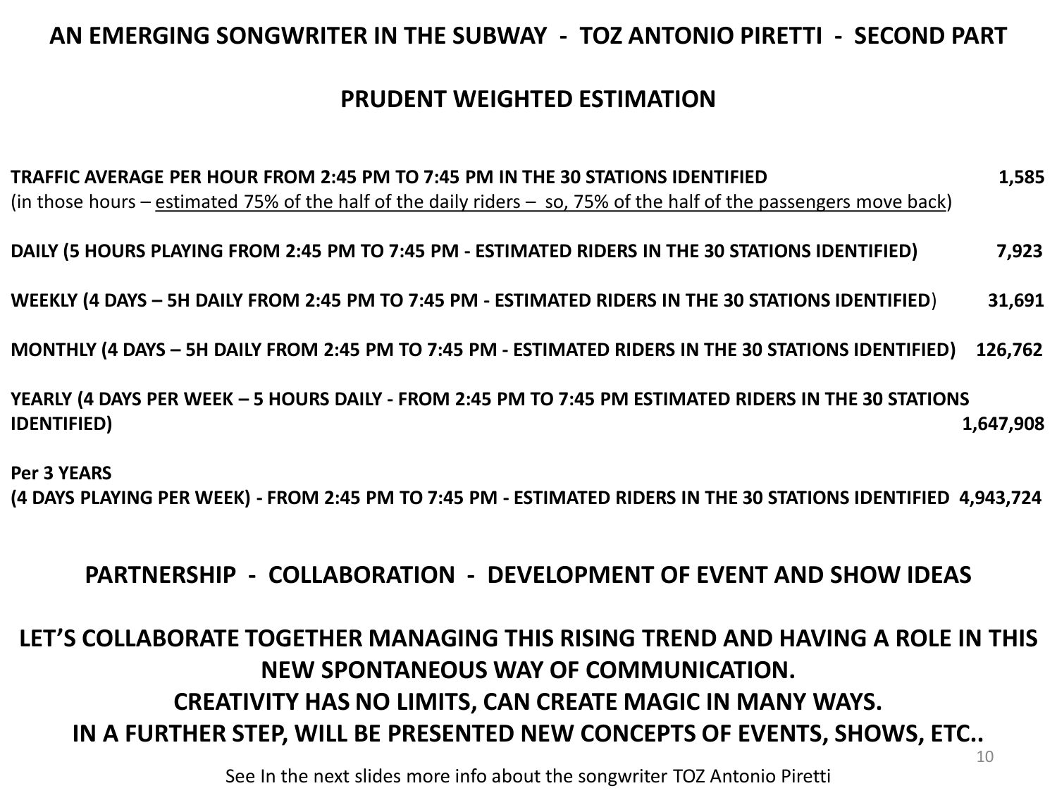# AN EMERGING SONGWRITER IN THE SUBWAY - TOZ ANTONIO PIRETTI - SECOND PART

## PRUDENT WEIGHTED ESTIMATION

**TRAFFIC AVERAGE PER HOUR FROM 2:45 PM TO 7:45 PM IN THE 30 STATIONS IDENTIFIED** **1,585**
(in those hours – estimated 75% of the half of the daily riders – so, 75% of the half of the passengers move back)

**DAILY (5 HOURS PLAYING FROM 2:45 PM TO 7:45 PM - ESTIMATED RIDERS IN THE 30 STATIONS IDENTIFIED)** **7,923**

**WEEKLY (4 DAYS – 5H DAILY FROM 2:45 PM TO 7:45 PM - ESTIMATED RIDERS IN THE 30 STATIONS IDENTIFIED)** **31,691**

**MONTHLY (4 DAYS – 5H DAILY FROM 2:45 PM TO 7:45 PM - ESTIMATED RIDERS IN THE 30 STATIONS IDENTIFIED)** **126,762**

**YEARLY (4 DAYS PER WEEK – 5 HOURS DAILY - FROM 2:45 PM TO 7:45 PM ESTIMATED RIDERS IN THE 30 STATIONS IDENTIFIED)** **1,647,908**

**Per 3 YEARS**
**(4 DAYS PLAYING PER WEEK) - FROM 2:45 PM TO 7:45 PM - ESTIMATED RIDERS IN THE 30 STATIONS IDENTIFIED** **4,943,724**

## PARTNERSHIP - COLLABORATION - DEVELOPMENT OF EVENT AND SHOW IDEAS

**LET'S COLLABORATE TOGETHER MANAGING THIS RISING TREND AND HAVING A ROLE IN THIS NEW SPONTANEOUS WAY OF COMMUNICATION.**
**CREATIVITY HAS NO LIMITS, CAN CREATE MAGIC IN MANY WAYS.**
**IN A FURTHER STEP, WILL BE PRESENTED NEW CONCEPTS OF EVENTS, SHOWS, ETC..**

See In the next slides more info about the songwriter TOZ Antonio Piretti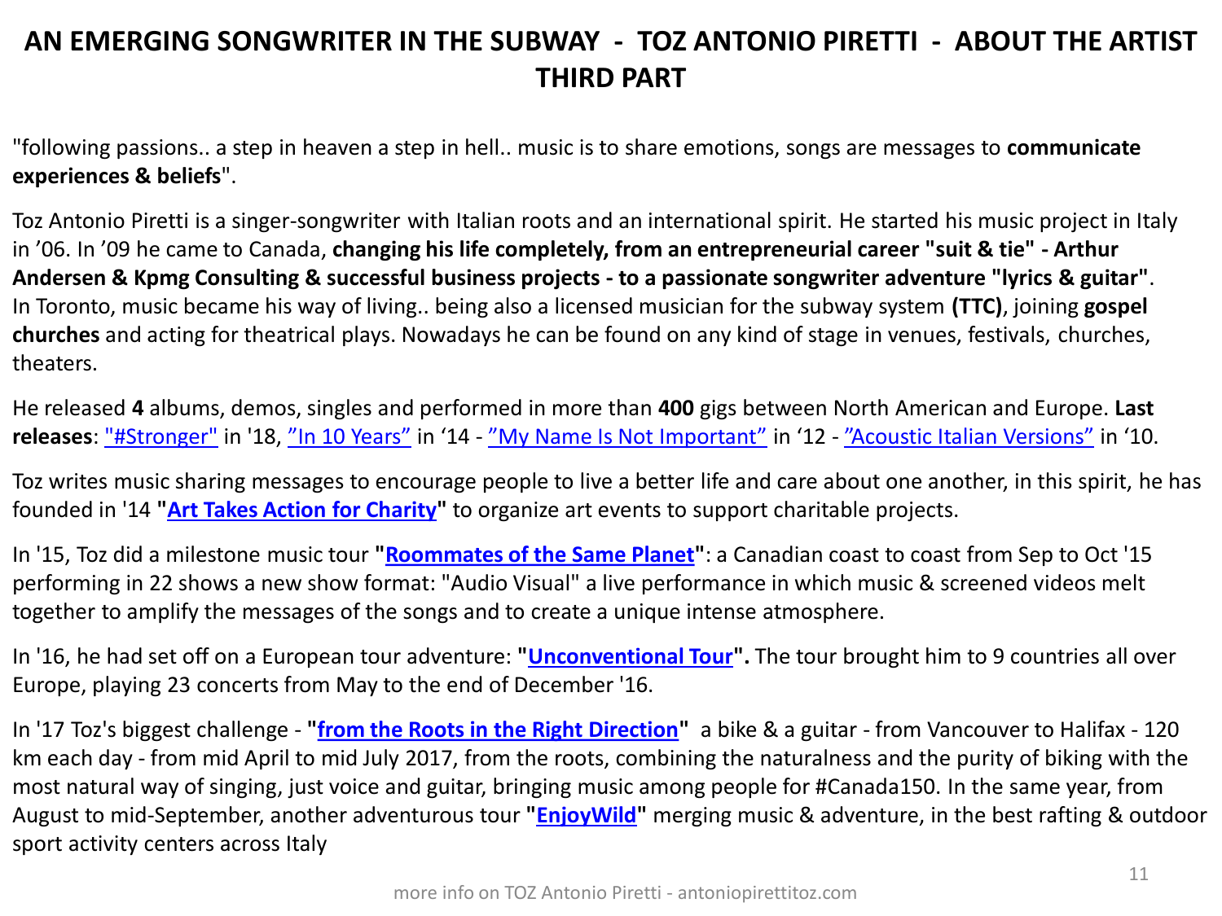# AN EMERGING SONGWRITER IN THE SUBWAY - TOZ ANTONIO PIRETTI - ABOUT THE ARTIST THIRD PART

"following passions.. a step in heaven a step in hell.. music is to share emotions, songs are messages to **communicate experiences & beliefs**".

Toz Antonio Piretti is a singer-songwriter with Italian roots and an international spirit. He started his music project in Italy in '06. In '09 he came to Canada, **changing his life completely, from an entrepreneurial career "suit & tie" - Arthur Andersen & Kpmg Consulting & successful business projects - to a passionate songwriter adventure "lyrics & guitar"**. In Toronto, music became his way of living.. being also a licensed musician for the subway system **(TTC)**, joining **gospel churches** and acting for theatrical plays. Nowadays he can be found on any kind of stage in venues, festivals, churches, theaters.

He released **4** albums, demos, singles and performed in more than **400** gigs between North American and Europe. **Last releases**: "#Stronger" in '18, "In 10 Years" in '14 - "My Name Is Not Important" in '12 - "Acoustic Italian Versions" in '10.

Toz writes music sharing messages to encourage people to live a better life and care about one another, in this spirit, he has founded in '14 **"Art Takes Action for Charity"** to organize art events to support charitable projects.

In '15, Toz did a milestone music tour **"Roommates of the Same Planet"**: a Canadian coast to coast from Sep to Oct '15 performing in 22 shows a new show format: "Audio Visual" a live performance in which music & screened videos melt together to amplify the messages of the songs and to create a unique intense atmosphere.

In '16, he had set off on a European tour adventure: **"Unconventional Tour".** The tour brought him to 9 countries all over Europe, playing 23 concerts from May to the end of December '16.

In '17 Toz's biggest challenge - **"from the Roots in the Right Direction"** a bike & a guitar - from Vancouver to Halifax - 120 km each day - from mid April to mid July 2017, from the roots, combining the naturalness and the purity of biking with the most natural way of singing, just voice and guitar, bringing music among people for #Canada150. In the same year, from August to mid-September, another adventurous tour **"EnjoyWild"** merging music & adventure, in the best rafting & outdoor sport activity centers across Italy

more info on TOZ Antonio Piretti - antoniopirettitoz.com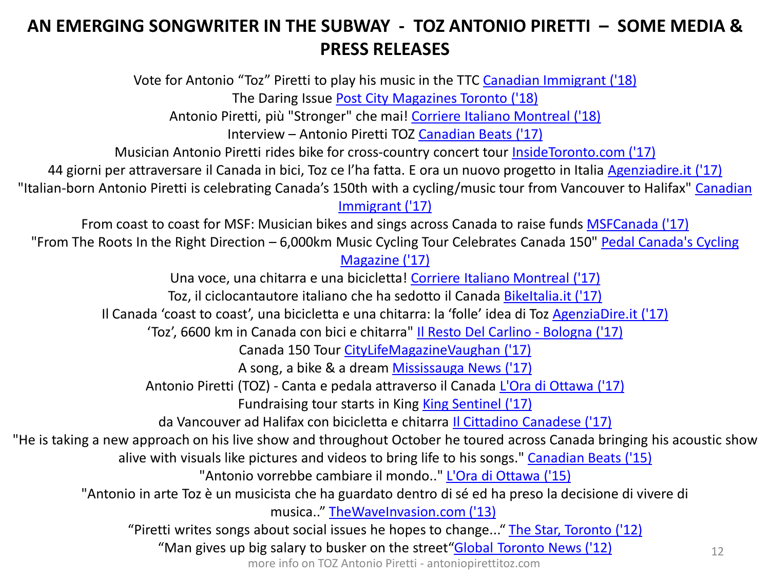# AN EMERGING SONGWRITER IN THE SUBWAY - TOZ ANTONIO PIRETTI – SOME MEDIA & PRESS RELEASES

Vote for Antonio “Toz” Piretti to play his music in the TTC Canadian Immigrant ('18)

The Daring Issue Post City Magazines Toronto ('18)

Antonio Piretti, più "Stronger" che mai! Corriere Italiano Montreal ('18)

Interview – Antonio Piretti TOZ Canadian Beats ('17)

Musician Antonio Piretti rides bike for cross-country concert tour InsideToronto.com ('17)

44 giorni per attraversare il Canada in bici, Toz ce l’ha fatta. E ora un nuovo progetto in Italia Agenziadire.it ('17)

"Italian-born Antonio Piretti is celebrating Canada’s 150th with a cycling/music tour from Vancouver to Halifax" Canadian Immigrant ('17)

From coast to coast for MSF: Musician bikes and sings across Canada to raise funds MSFCanada ('17)

"From The Roots In the Right Direction – 6,000km Music Cycling Tour Celebrates Canada 150" Pedal Canada's Cycling Magazine ('17)

Una voce, una chitarra e una bicicletta! Corriere Italiano Montreal ('17)

Toz, il ciclocantautore italiano che ha sedotto il Canada BikeItalia.it ('17)

Il Canada ‘coast to coast’, una bicicletta e una chitarra: la ‘folle’ idea di Toz AgenziaDire.it ('17)

‘Toz’, 6600 km in Canada con bici e chitarra" Il Resto Del Carlino - Bologna ('17)

Canada 150 Tour CityLifeMagazineVaughan ('17)

A song, a bike & a dream Mississauga News ('17)

Antonio Piretti (TOZ) - Canta e pedala attraverso il Canada L'Ora di Ottawa ('17)

Fundraising tour starts in King King Sentinel ('17)

da Vancouver ad Halifax con bicicletta e chitarra Il Cittadino Canadese ('17)

"He is taking a new approach on his live show and throughout October he toured across Canada bringing his acoustic show alive with visuals like pictures and videos to bring life to his songs." Canadian Beats ('15)

"Antonio vorrebbe cambiare il mondo.." L'Ora di Ottawa ('15)

"Antonio in arte Toz è un musicista che ha guardato dentro di sé ed ha preso la decisione di vivere di musica..” TheWaveInvasion.com ('13)

“Piretti writes songs about social issues he hopes to change...“ The Star, Toronto ('12)

“Man gives up big salary to busker on the street“Global Toronto News ('12)

more info on TOZ Antonio Piretti - antoniopirettitoz.com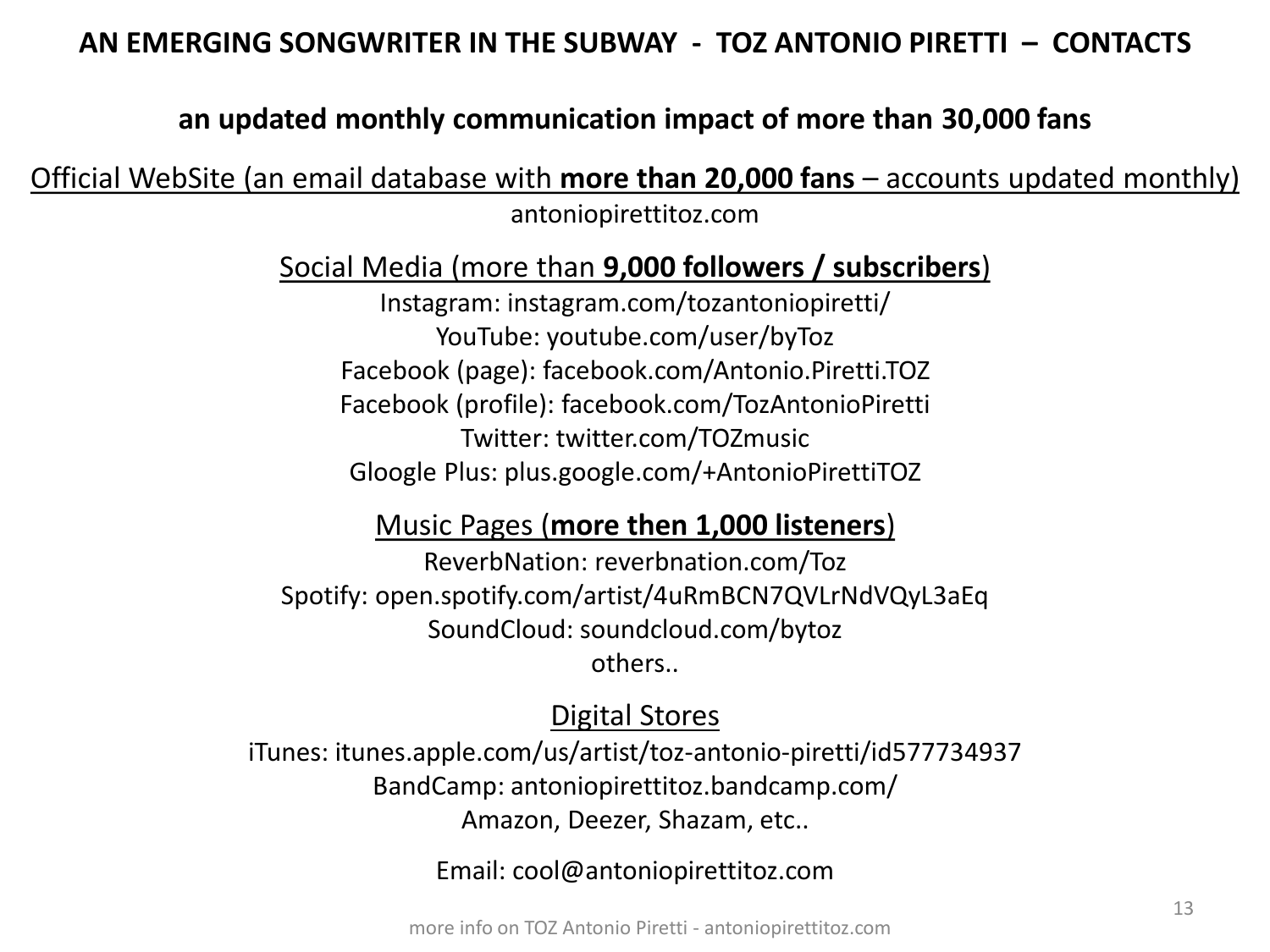# AN EMERGING SONGWRITER IN THE SUBWAY - TOZ ANTONIO PIRETTI – CONTACTS

**an updated monthly communication impact of more than 30,000 fans**

Official WebSite (an email database with **more than 20,000 fans** – accounts updated monthly)

antoniopirettitoz.com

Social Media (more than **9,000 followers / subscribers**)

Instagram: instagram.com/tozantoniopiretti/

YouTube: youtube.com/user/byToz

Facebook (page): facebook.com/Antonio.Piretti.TOZ

Facebook (profile): facebook.com/TozAntonioPiretti

Twitter: twitter.com/TOZmusic

Gloogle Plus: plus.google.com/+AntonioPirettiTOZ

Music Pages (**more then 1,000 listeners**)

ReverbNation: reverbnation.com/Toz

Spotify: open.spotify.com/artist/4uRmBCN7QVLrNdVQyL3aEq

SoundCloud: soundcloud.com/bytoz

others..

Digital Stores

iTunes: itunes.apple.com/us/artist/toz-antonio-piretti/id577734937

BandCamp: antoniopirettitoz.bandcamp.com/

Amazon, Deezer, Shazam, etc..

Email: cool@antoniopirettitoz.com